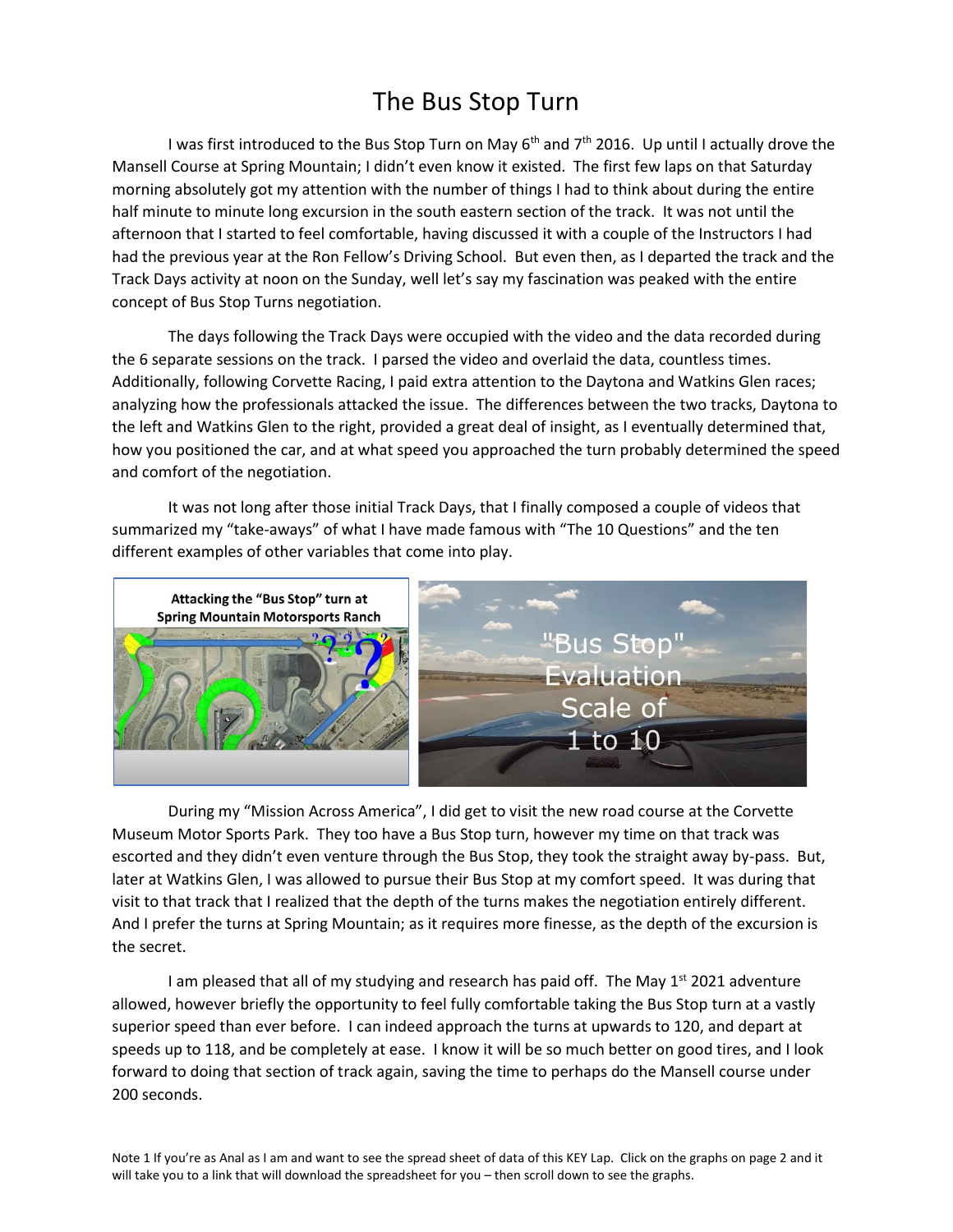# The Bus Stop Turn

I was first introduced to the Bus Stop Turn on May 6th and 7th 2016. Up until I actually drove the Mansell Course at Spring Mountain; I didn't even know it existed. The first few laps on that Saturday morning absolutely got my attention with the number of things I had to think about during the entire half minute to minute long excursion in the south eastern section of the track. It was not until the afternoon that I started to feel comfortable, having discussed it with a couple of the Instructors I had had the previous year at the Ron Fellow's Driving School. But even then, as I departed the track and the Track Days activity at noon on the Sunday, well let's say my fascination was peaked with the entire concept of Bus Stop Turns negotiation.

The days following the Track Days were occupied with the video and the data recorded during the 6 separate sessions on the track. I parsed the video and overlaid the data, countless times. Additionally, following Corvette Racing, I paid extra attention to the Daytona and Watkins Glen races; analyzing how the professionals attacked the issue. The differences between the two tracks, Daytona to the left and Watkins Glen to the right, provided a great deal of insight, as I eventually determined that, how you positioned the car, and at what speed you approached the turn probably determined the speed and comfort of the negotiation.

It was not long after those initial Track Days, that I finally composed a couple of videos that summarized my "take-aways" of what I have made famous with "The 10 Questions" and the ten different examples of other variables that come into play.

During my "Mission Across America", I did get to visit the new road course at the Corvette Museum Motor Sports Park. They too have a Bus Stop turn, however my time on that track was escorted and they didn't even venture through the Bus Stop, they took the straight away by-pass. But, later at Watkins Glen, I was allowed to pursue their Bus Stop at my comfort speed. It was during that visit to that track that I realized that the depth of the turns makes the negotiation entirely different. And I prefer the turns at Spring Mountain; as it requires more finesse, as the depth of the excursion is the secret.

I am pleased that all of my studying and research has paid off. The May 1st 2021 adventure allowed, however briefly the opportunity to feel fully comfortable taking the Bus Stop turn at a vastly superior speed than ever before. I can indeed approach the turns at upwards to 120, and depart at speeds up to 118, and be completely at ease. I know it will be so much better on good tires, and I look forward to doing that section of track again, saving the time to perhaps do the Mansell course under 200 seconds.

Note 1 If you're as Anal as I am and want to see the spread sheet of data of this KEY Lap. Click on the graphs on page 2 and it will take you to a link that will download the spreadsheet for you – then scroll down to see the graphs.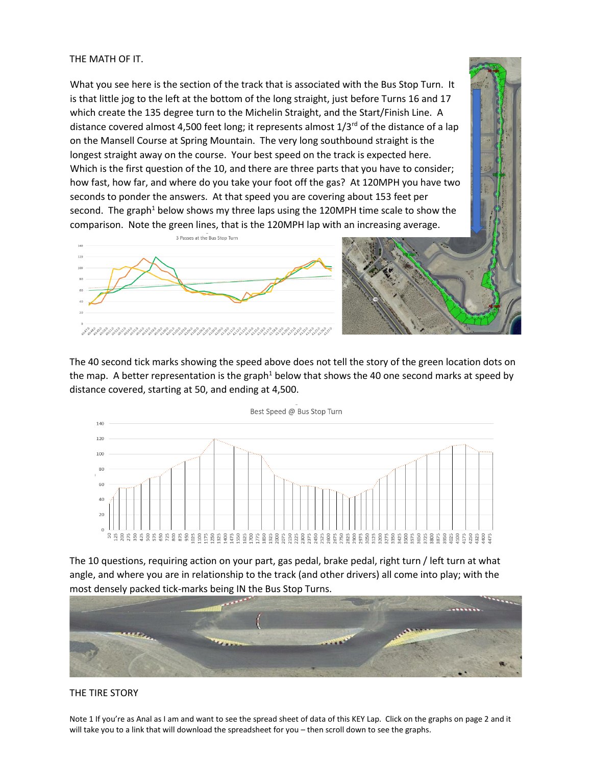THE MATH OF IT.

What you see here is the section of the track that is associated with the Bus Stop Turn. It is that little jog to the left at the bottom of the long straight, just before Turns 16 and 17 which create the 135 degree turn to the Michelin Straight, and the Start/Finish Line. A distance covered almost 4,500 feet long; it represents almost 1/3rd of the distance of a lap on the Mansell Course at Spring Mountain. The very long southbound straight is the longest straight away on the course. Your best speed on the track is expected here. Which is the first question of the 10, and there are three parts that you have to consider; how fast, how far, and where do you take your foot off the gas? At 120MPH you have two seconds to ponder the answers. At that speed you are covering about 153 feet per second. The graph[1] below shows my three laps using the 120MPH time scale to show the comparison. Note the green lines, that is the 120MPH lap with an increasing average.

The 40 second tick marks showing the speed above does not tell the story of the green location dots on the map. A better representation is the graph[1] below that shows the 40 one second marks at speed by distance covered, starting at 50, and ending at 4,500.

The 10 questions, requiring action on your part, gas pedal, brake pedal, right turn / left turn at what angle, and where you are in relationship to the track (and other drivers) all come into play; with the most densely packed tick-marks being IN the Bus Stop Turns.

THE TIRE STORY

Note 1 If you're as Anal as I am and want to see the spread sheet of data of this KEY Lap. Click on the graphs on page 2 and it will take you to a link that will download the spreadsheet for you – then scroll down to see the graphs.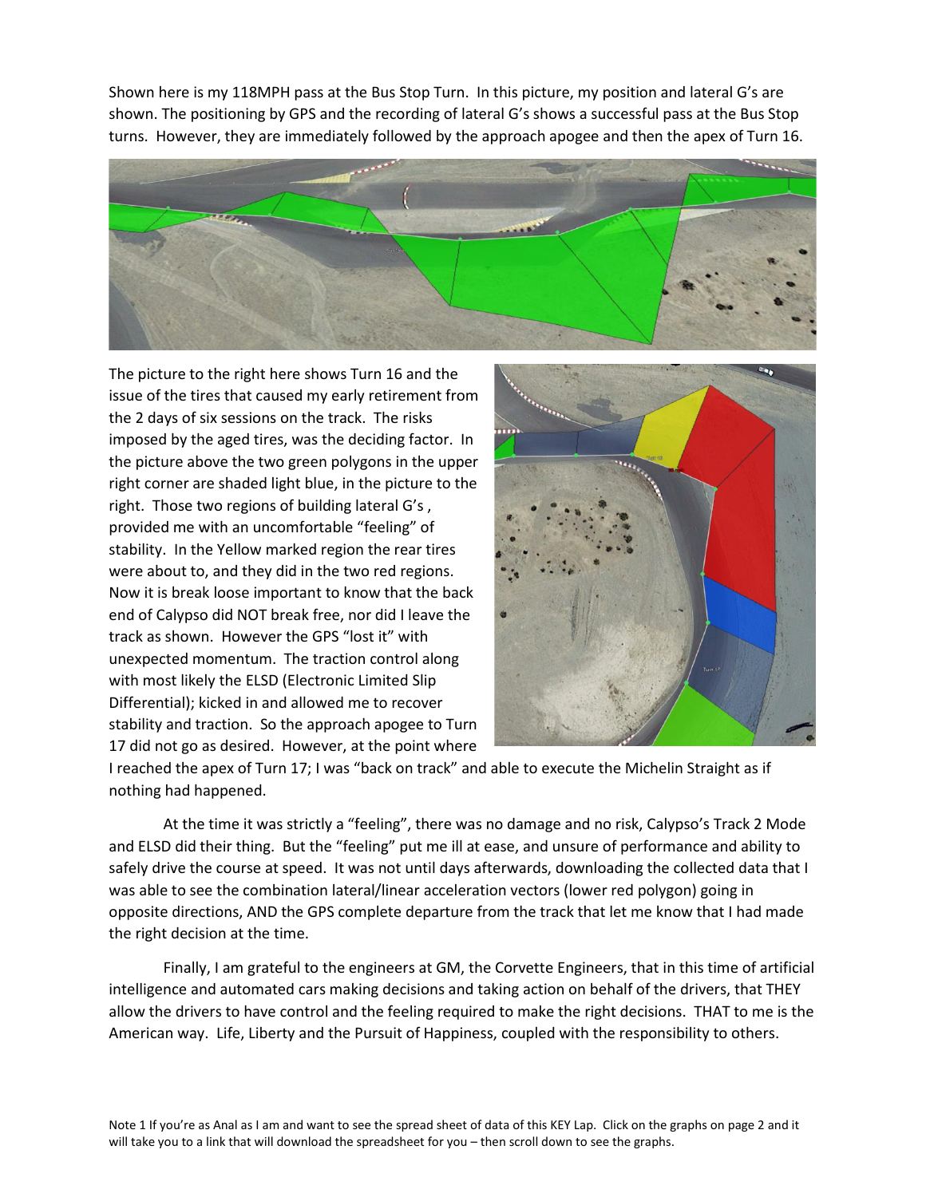Shown here is my 118MPH pass at the Bus Stop Turn. In this picture, my position and lateral G's are shown. The positioning by GPS and the recording of lateral G's shows a successful pass at the Bus Stop turns. However, they are immediately followed by the approach apogee and then the apex of Turn 16.

The picture to the right here shows Turn 16 and the issue of the tires that caused my early retirement from the 2 days of six sessions on the track. The risks imposed by the aged tires, was the deciding factor. In the picture above the two green polygons in the upper right corner are shaded light blue, in the picture to the right. Those two regions of building lateral G's, provided me with an uncomfortable "feeling" of stability. In the Yellow marked region the rear tires were about to, and they did in the two red regions. Now it is break loose important to know that the back end of Calypso did NOT break free, nor did I leave the track as shown. However the GPS "lost it" with unexpected momentum. The traction control along with most likely the ELSD (Electronic Limited Slip Differential); kicked in and allowed me to recover stability and traction. So the approach apogee to Turn 17 did not go as desired. However, at the point where I reached the apex of Turn 17; I was "back on track" and able to execute the Michelin Straight as if nothing had happened.

At the time it was strictly a "feeling", there was no damage and no risk, Calypso's Track 2 Mode and ELSD did their thing. But the "feeling" put me ill at ease, and unsure of performance and ability to safely drive the course at speed. It was not until days afterwards, downloading the collected data that I was able to see the combination lateral/linear acceleration vectors (lower red polygon) going in opposite directions, AND the GPS complete departure from the track that let me know that I had made the right decision at the time.

Finally, I am grateful to the engineers at GM, the Corvette Engineers, that in this time of artificial intelligence and automated cars making decisions and taking action on behalf of the drivers, that THEY allow the drivers to have control and the feeling required to make the right decisions. THAT to me is the American way. Life, Liberty and the Pursuit of Happiness, coupled with the responsibility to others.

Note 1 If you're as Anal as I am and want to see the spread sheet of data of this KEY Lap. Click on the graphs on page 2 and it will take you to a link that will download the spreadsheet for you – then scroll down to see the graphs.